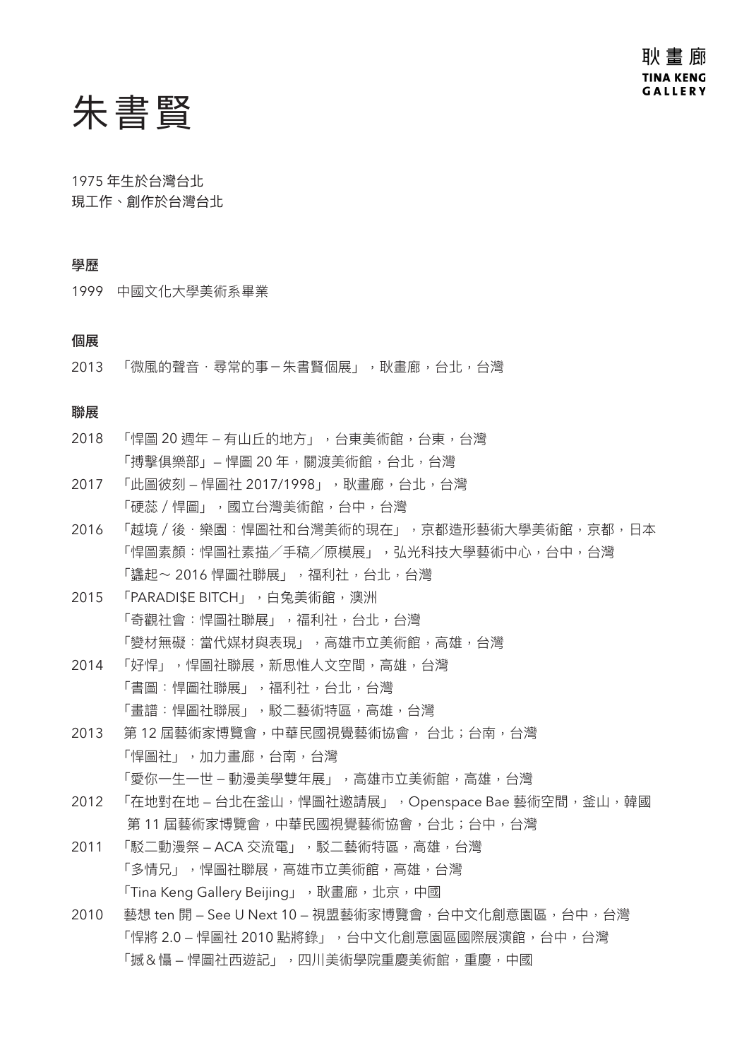# 朱書賢

1975 年生於台灣台北
現工作、創作於台灣台北

**學歷**

1999　中國文化大學美術系畢業

**個展**

2013　「微風的聲音．尋常的事－朱書賢個展」，耿畫廊，台北，台灣

**聯展**

2018　「悍圖 20 週年 – 有山丘的地方」，台東美術館，台東，台灣
　　　「搏擊俱樂部」– 悍圖 20 年，關渡美術館，台北，台灣

2017　「此圖彼刻 – 悍圖社 2017/1998」，耿畫廊，台北，台灣
　　　「硬蕊 / 悍圖」，國立台灣美術館，台中，台灣

2016　「越境 / 後．樂園：悍圖社和台灣美術的現在」，京都造形藝術大學美術館，京都，日本
　　　「悍圖素顏：悍圖社素描／手稿／原模展」，弘光科技大學藝術中心，台中，台灣
　　　「蠢起～ 2016 悍圖社聯展」，福利社，台北，台灣

2015　「PARADI$E BITCH」，白兔美術館，澳洲
　　　「奇觀社會：悍圖社聯展」，福利社，台北，台灣
　　　「變材無礙：當代媒材與表現」，高雄市立美術館，高雄，台灣

2014　「好悍」，悍圖社聯展，新思惟人文空間，高雄，台灣
　　　「書圖：悍圖社聯展」，福利社，台北，台灣
　　　「畫譜：悍圖社聯展」，駁二藝術特區，高雄，台灣

2013　第 12 屆藝術家博覽會，中華民國視覺藝術協會， 台北；台南，台灣
　　　「悍圖社」，加力畫廊，台南，台灣
　　　「愛你一生一世 – 動漫美學雙年展」，高雄市立美術館，高雄，台灣

2012　「在地對在地 – 台北在釜山，悍圖社邀請展」，Openspace Bae 藝術空間，釜山，韓國
　　　第 11 屆藝術家博覽會，中華民國視覺藝術協會，台北；台中，台灣

2011　「駁二動漫祭 – ACA 交流電」，駁二藝術特區，高雄，台灣
　　　「多情兄」，悍圖社聯展，高雄市立美術館，高雄，台灣
　　　「Tina Keng Gallery Beijing」，耿畫廊，北京，中國

2010　藝想 ten 開 – See U Next 10 – 視盟藝術家博覽會，台中文化創意園區，台中，台灣
　　　「悍將 2.0 – 悍圖社 2010 點將錄」，台中文化創意園區國際展演館，台中，台灣
　　　「撼＆懾 – 悍圖社西遊記」，四川美術學院重慶美術館，重慶，中國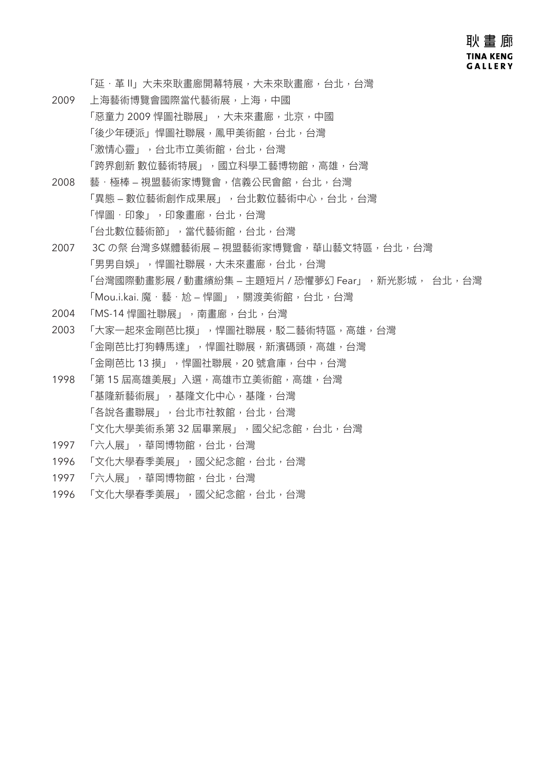「延．革 II」大未來耿畫廊開幕特展，大未來耿畫廊，台北，台灣

2009 上海藝術博覽會國際當代藝術展，上海，中國
「惡童力 2009 悍圖社聯展」，大未來畫廊，北京，中國
「後少年硬派」悍圖社聯展，鳳甲美術館，台北，台灣
「激情心靈」，台北市立美術館，台北，台灣
「跨界創新 數位藝術特展」，國立科學工藝博物館，高雄，台灣

2008 藝．極棒 – 視盟藝術家博覽會，信義公民會館，台北，台灣
「異態 – 數位藝術創作成果展」，台北數位藝術中心，台北，台灣
「悍圖．印象」，印象畫廊，台北，台灣
「台北數位藝術節」，當代藝術館，台北，台灣

2007 3C の祭 台灣多媒體藝術展 – 視盟藝術家博覽會，華山藝文特區，台北，台灣
「男男自娛」，悍圖社聯展，大未來畫廊，台北，台灣
「台灣國際動畫影展 / 動畫繽紛集 – 主題短片 / 恐懼夢幻 Fear」，新光影城， 台北，台灣
「Mou.i.kai. 魔．藝．尬 – 悍圖」，關渡美術館，台北，台灣

2004 「MS-14 悍圖社聯展」，南畫廊，台北，台灣

2003 「大家一起來金剛芭比摸」，悍圖社聯展，駁二藝術特區，高雄，台灣
「金剛芭比打狗轉馬達」，悍圖社聯展，新濱碼頭，高雄，台灣
「金剛芭比 13 摸」，悍圖社聯展，20 號倉庫，台中，台灣

1998 「第 15 屆高雄美展」入選，高雄市立美術館，高雄，台灣
「基隆新藝術展」，基隆文化中心，基隆，台灣
「各說各畫聯展」，台北市社教館，台北，台灣
「文化大學美術系第 32 屆畢業展」，國父紀念館，台北，台灣

1997 「六人展」，華岡博物館，台北，台灣

1996 「文化大學春季美展」，國父紀念館，台北，台灣

1997 「六人展」，華岡博物館，台北，台灣

1996 「文化大學春季美展」，國父紀念館，台北，台灣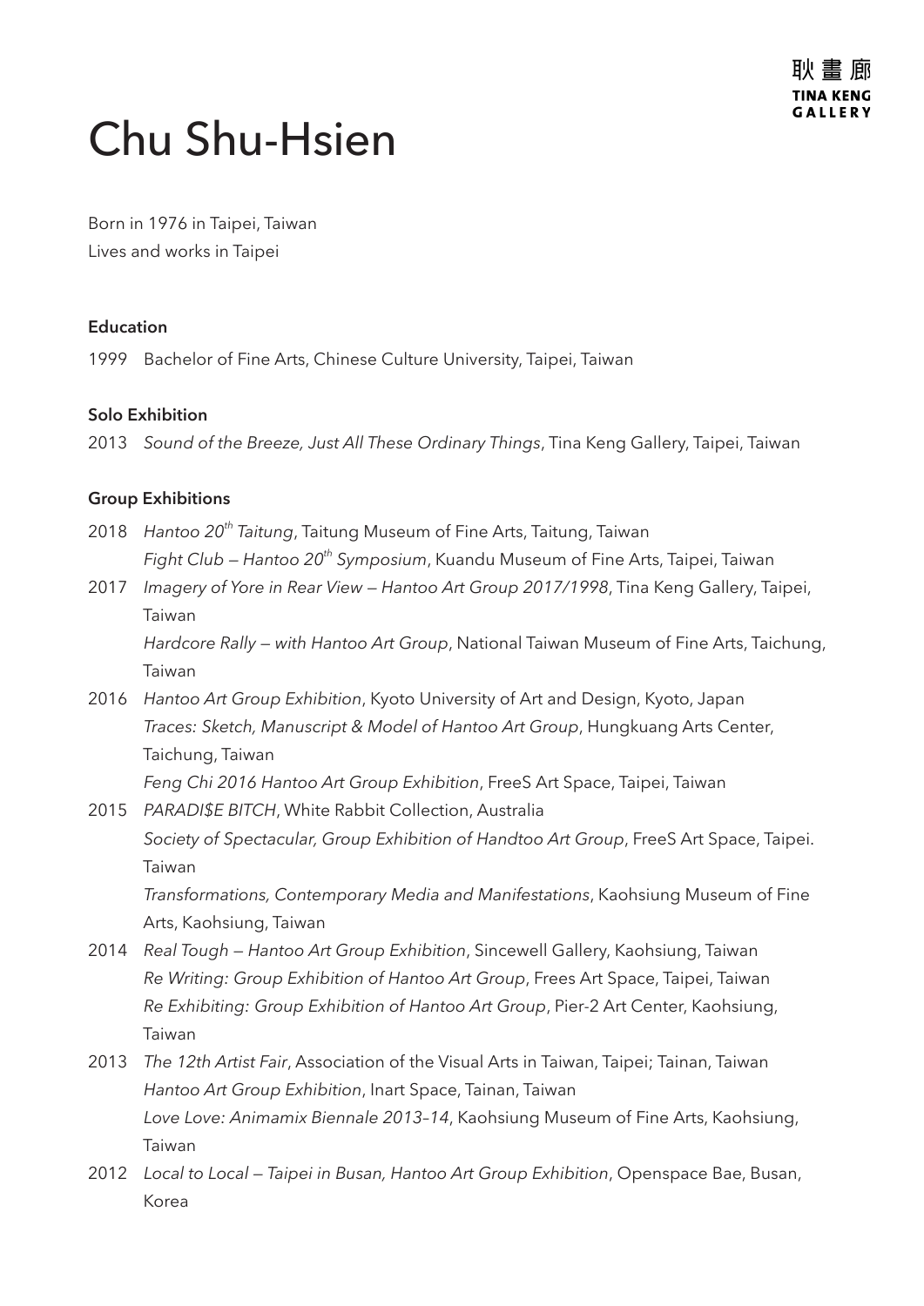# Chu Shu-Hsien

Born in 1976 in Taipei, Taiwan
Lives and works in Taipei

### Education

1999 Bachelor of Fine Arts, Chinese Culture University, Taipei, Taiwan

### Solo Exhibition

2013 *Sound of the Breeze, Just All These Ordinary Things*, Tina Keng Gallery, Taipei, Taiwan

### Group Exhibitions

2018 *Hantoo 20th Taitung*, Taitung Museum of Fine Arts, Taitung, Taiwan
*Fight Club — Hantoo 20th Symposium*, Kuandu Museum of Fine Arts, Taipei, Taiwan

2017 *Imagery of Yore in Rear View — Hantoo Art Group 2017/1998*, Tina Keng Gallery, Taipei, Taiwan
*Hardcore Rally — with Hantoo Art Group*, National Taiwan Museum of Fine Arts, Taichung, Taiwan

2016 *Hantoo Art Group Exhibition*, Kyoto University of Art and Design, Kyoto, Japan
*Traces: Sketch, Manuscript & Model of Hantoo Art Group*, Hungkuang Arts Center, Taichung, Taiwan
*Feng Chi 2016 Hantoo Art Group Exhibition*, FreeS Art Space, Taipei, Taiwan

2015 *PARADI$E BITCH*, White Rabbit Collection, Australia
*Society of Spectacular, Group Exhibition of Handtoo Art Group*, FreeS Art Space, Taipei. Taiwan
*Transformations, Contemporary Media and Manifestations*, Kaohsiung Museum of Fine Arts, Kaohsiung, Taiwan

2014 *Real Tough — Hantoo Art Group Exhibition*, Sincewell Gallery, Kaohsiung, Taiwan
*Re Writing: Group Exhibition of Hantoo Art Group*, Frees Art Space, Taipei, Taiwan
*Re Exhibiting: Group Exhibition of Hantoo Art Group*, Pier-2 Art Center, Kaohsiung, Taiwan

2013 *The 12th Artist Fair*, Association of the Visual Arts in Taiwan, Taipei; Tainan, Taiwan
*Hantoo Art Group Exhibition*, Inart Space, Tainan, Taiwan
*Love Love: Animamix Biennale 2013–14*, Kaohsiung Museum of Fine Arts, Kaohsiung, Taiwan

2012 *Local to Local — Taipei in Busan, Hantoo Art Group Exhibition*, Openspace Bae, Busan, Korea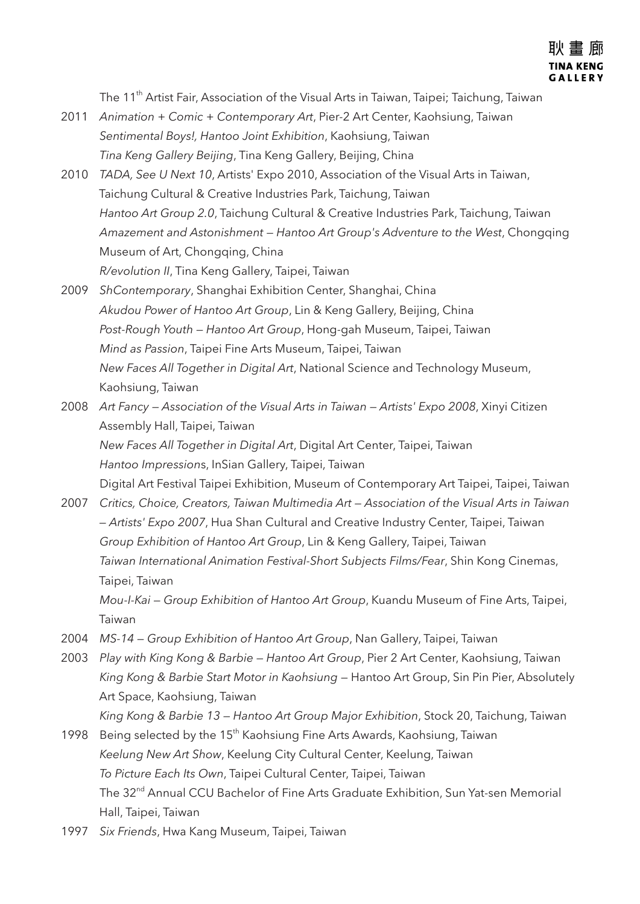The 11th Artist Fair, Association of the Visual Arts in Taiwan, Taipei; Taichung, Taiwan

2011 *Animation + Comic + Contemporary Art*, Pier-2 Art Center, Kaohsiung, Taiwan
*Sentimental Boys!, Hantoo Joint Exhibition*, Kaohsiung, Taiwan
*Tina Keng Gallery Beijing*, Tina Keng Gallery, Beijing, China

2010 *TADA, See U Next 10*, Artists' Expo 2010, Association of the Visual Arts in Taiwan, Taichung Cultural & Creative Industries Park, Taichung, Taiwan
*Hantoo Art Group 2.0*, Taichung Cultural & Creative Industries Park, Taichung, Taiwan
*Amazement and Astonishment — Hantoo Art Group's Adventure to the West*, Chongqing Museum of Art, Chongqing, China
*R/evolution II*, Tina Keng Gallery, Taipei, Taiwan

2009 *ShContemporary*, Shanghai Exhibition Center, Shanghai, China
*Akudou Power of Hantoo Art Group*, Lin & Keng Gallery, Beijing, China
*Post-Rough Youth — Hantoo Art Group*, Hong-gah Museum, Taipei, Taiwan
*Mind as Passion*, Taipei Fine Arts Museum, Taipei, Taiwan
*New Faces All Together in Digital Art*, National Science and Technology Museum, Kaohsiung, Taiwan

2008 *Art Fancy — Association of the Visual Arts in Taiwan — Artists' Expo 2008*, Xinyi Citizen Assembly Hall, Taipei, Taiwan
*New Faces All Together in Digital Art*, Digital Art Center, Taipei, Taiwan
*Hantoo Impression*s, InSian Gallery, Taipei, Taiwan
Digital Art Festival Taipei Exhibition, Museum of Contemporary Art Taipei, Taipei, Taiwan

2007 *Critics, Choice, Creators, Taiwan Multimedia Art — Association of the Visual Arts in Taiwan — Artists' Expo 2007*, Hua Shan Cultural and Creative Industry Center, Taipei, Taiwan
*Group Exhibition of Hantoo Art Group*, Lin & Keng Gallery, Taipei, Taiwan
*Taiwan International Animation Festival-Short Subjects Films/Fear*, Shin Kong Cinemas, Taipei, Taiwan
*Mou-I-Kai — Group Exhibition of Hantoo Art Group*, Kuandu Museum of Fine Arts, Taipei, Taiwan

2004 *MS-14 — Group Exhibition of Hantoo Art Group*, Nan Gallery, Taipei, Taiwan

2003 *Play with King Kong & Barbie — Hantoo Art Group*, Pier 2 Art Center, Kaohsiung, Taiwan
*King Kong & Barbie Start Motor in Kaohsiung* — Hantoo Art Group, Sin Pin Pier, Absolutely Art Space, Kaohsiung, Taiwan
*King Kong & Barbie 13 — Hantoo Art Group Major Exhibition*, Stock 20, Taichung, Taiwan

1998 Being selected by the 15th Kaohsiung Fine Arts Awards, Kaohsiung, Taiwan
*Keelung New Art Show*, Keelung City Cultural Center, Keelung, Taiwan
*To Picture Each Its Own*, Taipei Cultural Center, Taipei, Taiwan
The 32nd Annual CCU Bachelor of Fine Arts Graduate Exhibition, Sun Yat-sen Memorial Hall, Taipei, Taiwan

1997 *Six Friends*, Hwa Kang Museum, Taipei, Taiwan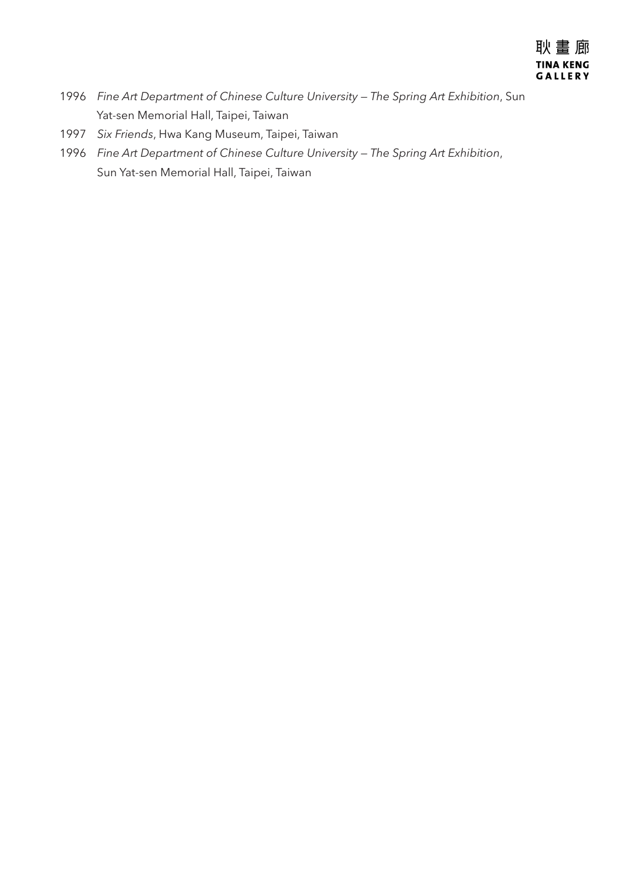1996 *Fine Art Department of Chinese Culture University — The Spring Art Exhibition*, Sun Yat-sen Memorial Hall, Taipei, Taiwan

1997 *Six Friends*, Hwa Kang Museum, Taipei, Taiwan

1996 *Fine Art Department of Chinese Culture University — The Spring Art Exhibition*, Sun Yat-sen Memorial Hall, Taipei, Taiwan